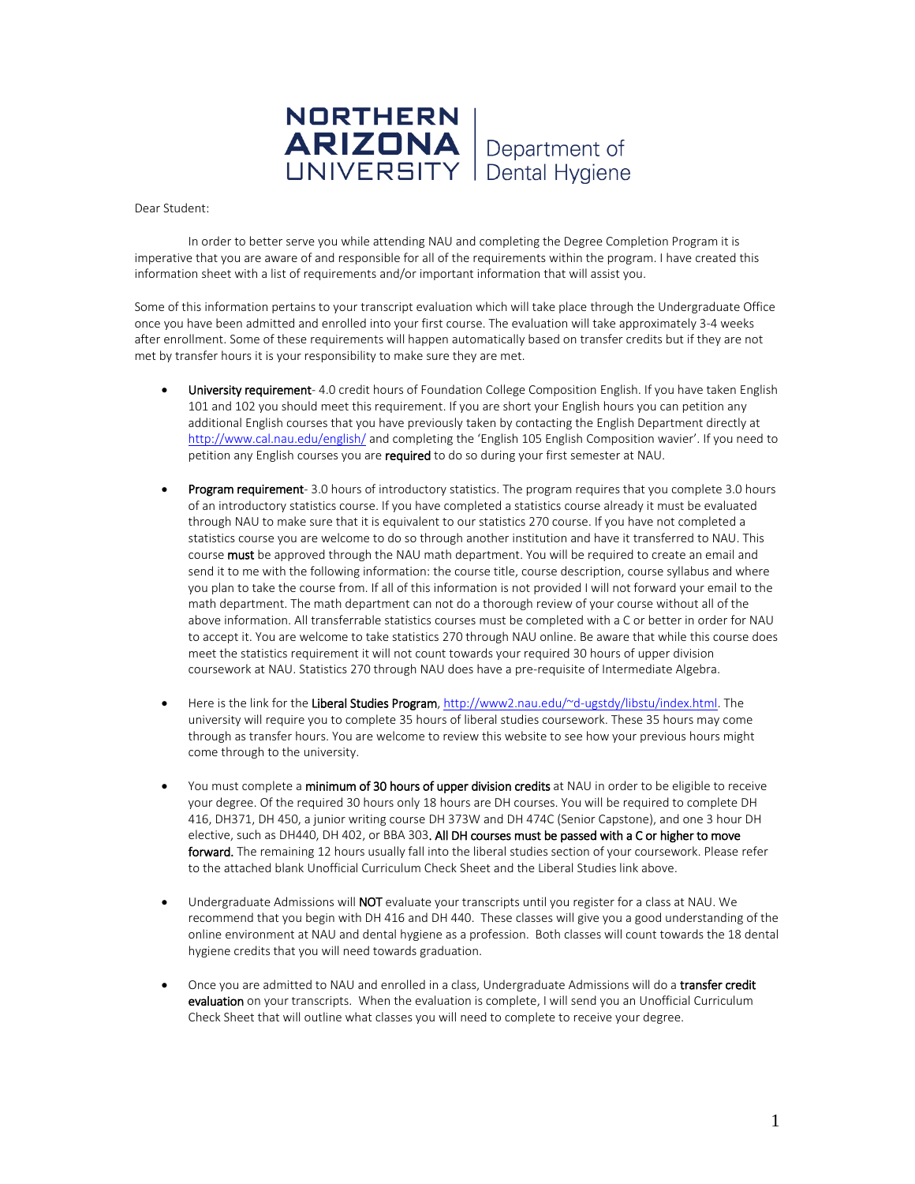# NORTHERN ARIZONA UNIVERSITY | Department of Dental Hygiene

Dear Student:

In order to better serve you while attending NAU and completing the Degree Completion Program it is imperative that you are aware of and responsible for all of the requirements within the program. I have created this information sheet with a list of requirements and/or important information that will assist you.

Some of this information pertains to your transcript evaluation which will take place through the Undergraduate Office once you have been admitted and enrolled into your first course. The evaluation will take approximately 3-4 weeks after enrollment. Some of these requirements will happen automatically based on transfer credits but if they are not met by transfer hours it is your responsibility to make sure they are met.

- **University requirement**- 4.0 credit hours of Foundation College Composition English. If you have taken English 101 and 102 you should meet this requirement. If you are short your English hours you can petition any additional English courses that you have previously taken by contacting the English Department directly at http://www.cal.nau.edu/english/ and completing the 'English 105 English Composition wavier'. If you need to petition any English courses you are **required** to do so during your first semester at NAU.

- **Program requirement**- 3.0 hours of introductory statistics. The program requires that you complete 3.0 hours of an introductory statistics course. If you have completed a statistics course already it must be evaluated through NAU to make sure that it is equivalent to our statistics 270 course. If you have not completed a statistics course you are welcome to do so through another institution and have it transferred to NAU. This course **must** be approved through the NAU math department. You will be required to create an email and send it to me with the following information: the course title, course description, course syllabus and where you plan to take the course from. If all of this information is not provided I will not forward your email to the math department. The math department can not do a thorough review of your course without all of the above information. All transferrable statistics courses must be completed with a C or better in order for NAU to accept it. You are welcome to take statistics 270 through NAU online. Be aware that while this course does meet the statistics requirement it will not count towards your required 30 hours of upper division coursework at NAU. Statistics 270 through NAU does have a pre-requisite of Intermediate Algebra.

- Here is the link for the **Liberal Studies Program**, http://www2.nau.edu/~d-ugstdy/libstu/index.html. The university will require you to complete 35 hours of liberal studies coursework. These 35 hours may come through as transfer hours. You are welcome to review this website to see how your previous hours might come through to the university.

- You must complete a **minimum of 30 hours of upper division credits** at NAU in order to be eligible to receive your degree. Of the required 30 hours only 18 hours are DH courses. You will be required to complete DH 416, DH371, DH 450, a junior writing course DH 373W and DH 474C (Senior Capstone), and one 3 hour DH elective, such as DH440, DH 402, or BBA 303. **All DH courses must be passed with a C or higher to move forward.** The remaining 12 hours usually fall into the liberal studies section of your coursework. Please refer to the attached blank Unofficial Curriculum Check Sheet and the Liberal Studies link above.

- Undergraduate Admissions will **NOT** evaluate your transcripts until you register for a class at NAU. We recommend that you begin with DH 416 and DH 440. These classes will give you a good understanding of the online environment at NAU and dental hygiene as a profession. Both classes will count towards the 18 dental hygiene credits that you will need towards graduation.

- Once you are admitted to NAU and enrolled in a class, Undergraduate Admissions will do a **transfer credit evaluation** on your transcripts. When the evaluation is complete, I will send you an Unofficial Curriculum Check Sheet that will outline what classes you will need to complete to receive your degree.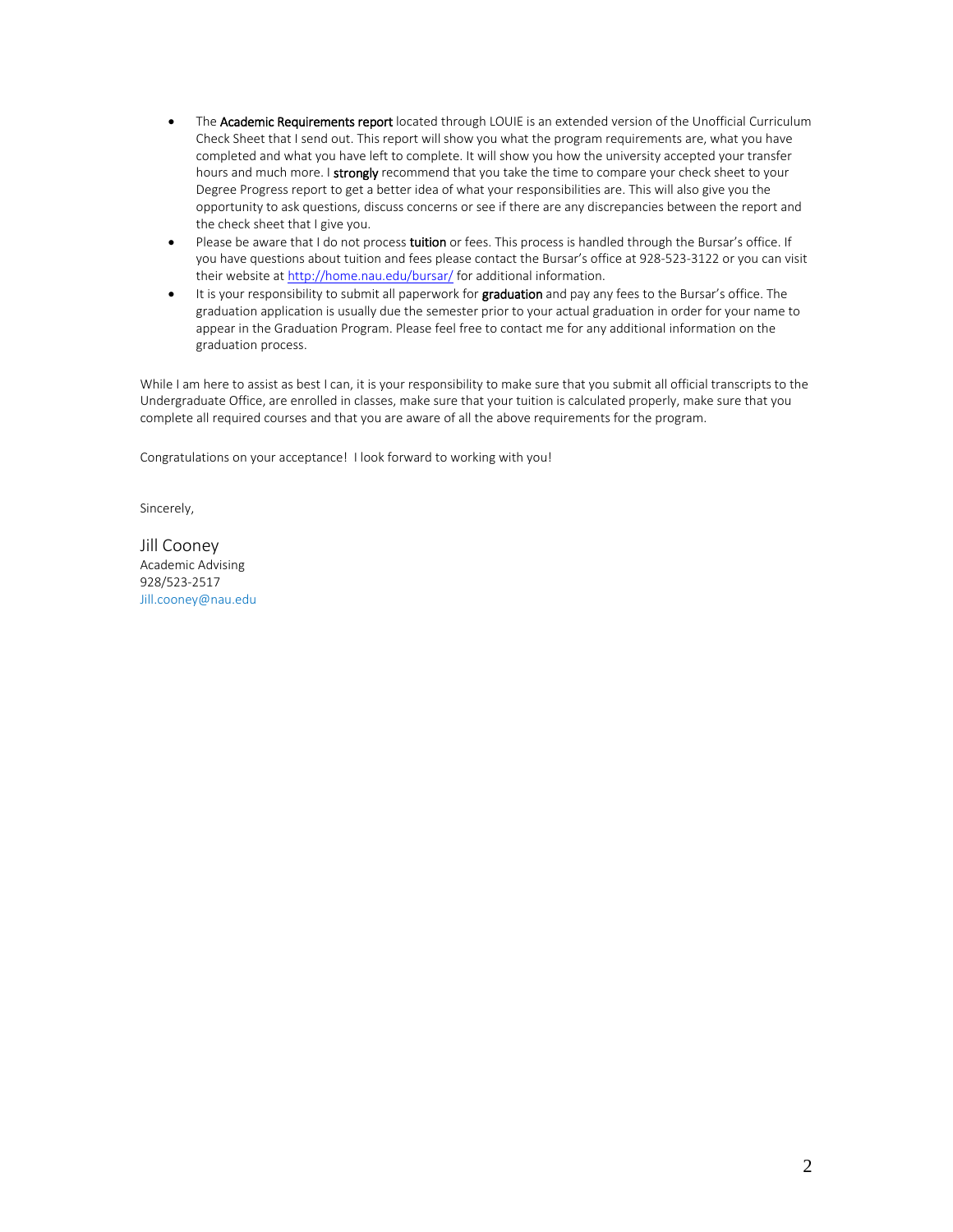- The **Academic Requirements report** located through LOUIE is an extended version of the Unofficial Curriculum Check Sheet that I send out. This report will show you what the program requirements are, what you have completed and what you have left to complete. It will show you how the university accepted your transfer hours and much more. I **strongly** recommend that you take the time to compare your check sheet to your Degree Progress report to get a better idea of what your responsibilities are. This will also give you the opportunity to ask questions, discuss concerns or see if there are any discrepancies between the report and the check sheet that I give you.
- Please be aware that I do not process **tuition** or fees. This process is handled through the Bursar's office. If you have questions about tuition and fees please contact the Bursar's office at 928-523-3122 or you can visit their website at http://home.nau.edu/bursar/ for additional information.
- It is your responsibility to submit all paperwork for **graduation** and pay any fees to the Bursar's office. The graduation application is usually due the semester prior to your actual graduation in order for your name to appear in the Graduation Program. Please feel free to contact me for any additional information on the graduation process.

While I am here to assist as best I can, it is your responsibility to make sure that you submit all official transcripts to the Undergraduate Office, are enrolled in classes, make sure that your tuition is calculated properly, make sure that you complete all required courses and that you are aware of all the above requirements for the program.

Congratulations on your acceptance! I look forward to working with you!

Sincerely,

Jill Cooney
Academic Advising
928/523-2517
Jill.cooney@nau.edu